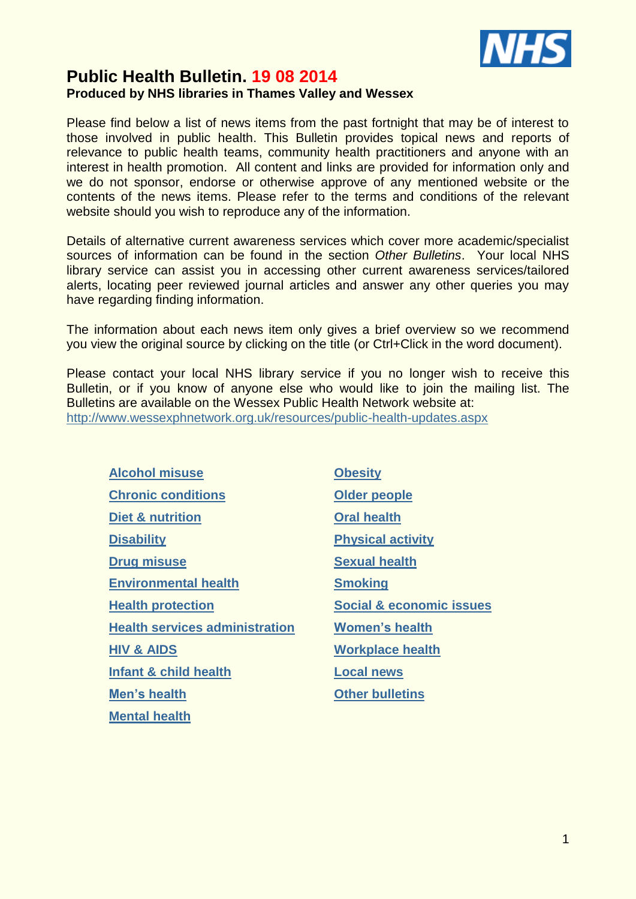# Public Health Bulletin. 19 08 2014

**Produced by NHS libraries in Thames Valley and Wessex**

Please find below a list of news items from the past fortnight that may be of interest to those involved in public health. This Bulletin provides topical news and reports of relevance to public health teams, community health practitioners and anyone with an interest in health promotion. All content and links are provided for information only and we do not sponsor, endorse or otherwise approve of any mentioned website or the contents of the news items. Please refer to the terms and conditions of the relevant website should you wish to reproduce any of the information.

Details of alternative current awareness services which cover more academic/specialist sources of information can be found in the section *Other Bulletins*. Your local NHS library service can assist you in accessing other current awareness services/tailored alerts, locating peer reviewed journal articles and answer any other queries you may have regarding finding information.

The information about each news item only gives a brief overview so we recommend you view the original source by clicking on the title (or Ctrl+Click in the word document).

Please contact your local NHS library service if you no longer wish to receive this Bulletin, or if you know of anyone else who would like to join the mailing list. The Bulletins are available on the Wessex Public Health Network website at: http://www.wessexphnetwork.org.uk/resources/public-health-updates.aspx

- **Alcohol misuse**
- **Chronic conditions**
- **Diet & nutrition**
- **Disability**
- **Drug misuse**
- **Environmental health**
- **Health protection**
- **Health services administration**
- **HIV & AIDS**
- **Infant & child health**
- **Men's health**
- **Mental health**
- **Obesity**
- **Older people**
- **Oral health**
- **Physical activity**
- **Sexual health**
- **Smoking**
- **Social & economic issues**
- **Women's health**
- **Workplace health**
- **Local news**
- **Other bulletins**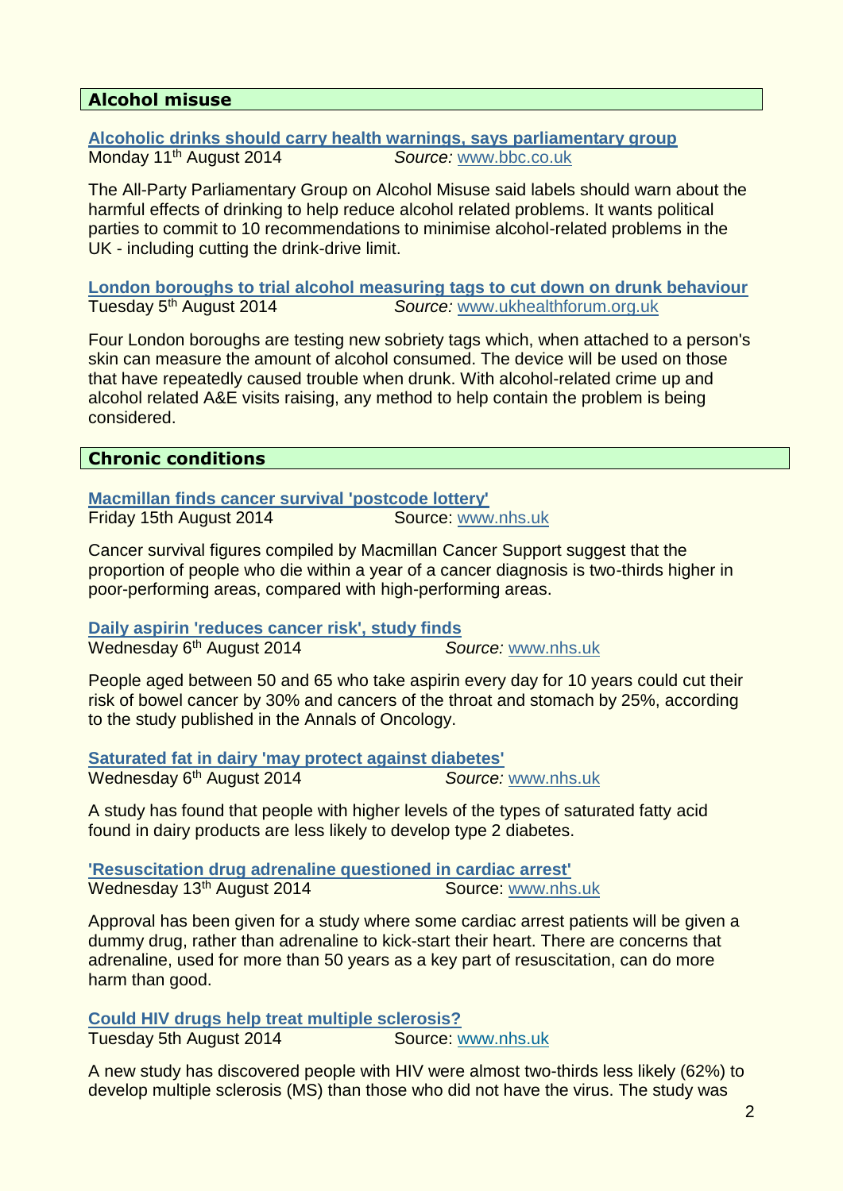## Alcohol misuse

**Alcoholic drinks should carry health warnings, says parliamentary group**
Monday 11th August 2014 *Source:* www.bbc.co.uk

The All-Party Parliamentary Group on Alcohol Misuse said labels should warn about the harmful effects of drinking to help reduce alcohol related problems. It wants political parties to commit to 10 recommendations to minimise alcohol-related problems in the UK - including cutting the drink-drive limit.

**London boroughs to trial alcohol measuring tags to cut down on drunk behaviour**
Tuesday 5th August 2014 *Source:* www.ukhealthforum.org.uk

Four London boroughs are testing new sobriety tags which, when attached to a person's skin can measure the amount of alcohol consumed. The device will be used on those that have repeatedly caused trouble when drunk. With alcohol-related crime up and alcohol related A&E visits raising, any method to help contain the problem is being considered.

## Chronic conditions

**Macmillan finds cancer survival 'postcode lottery'**
Friday 15th August 2014 Source: www.nhs.uk

Cancer survival figures compiled by Macmillan Cancer Support suggest that the proportion of people who die within a year of a cancer diagnosis is two-thirds higher in poor-performing areas, compared with high-performing areas.

**Daily aspirin 'reduces cancer risk', study finds**
Wednesday 6th August 2014 *Source:* www.nhs.uk

People aged between 50 and 65 who take aspirin every day for 10 years could cut their risk of bowel cancer by 30% and cancers of the throat and stomach by 25%, according to the study published in the Annals of Oncology.

**Saturated fat in dairy 'may protect against diabetes'**
Wednesday 6th August 2014 *Source:* www.nhs.uk

A study has found that people with higher levels of the types of saturated fatty acid found in dairy products are less likely to develop type 2 diabetes.

**'Resuscitation drug adrenaline questioned in cardiac arrest'**
Wednesday 13th August 2014 Source: www.nhs.uk

Approval has been given for a study where some cardiac arrest patients will be given a dummy drug, rather than adrenaline to kick-start their heart. There are concerns that adrenaline, used for more than 50 years as a key part of resuscitation, can do more harm than good.

**Could HIV drugs help treat multiple sclerosis?**
Tuesday 5th August 2014 Source: www.nhs.uk

A new study has discovered people with HIV were almost two-thirds less likely (62%) to develop multiple sclerosis (MS) than those who did not have the virus. The study was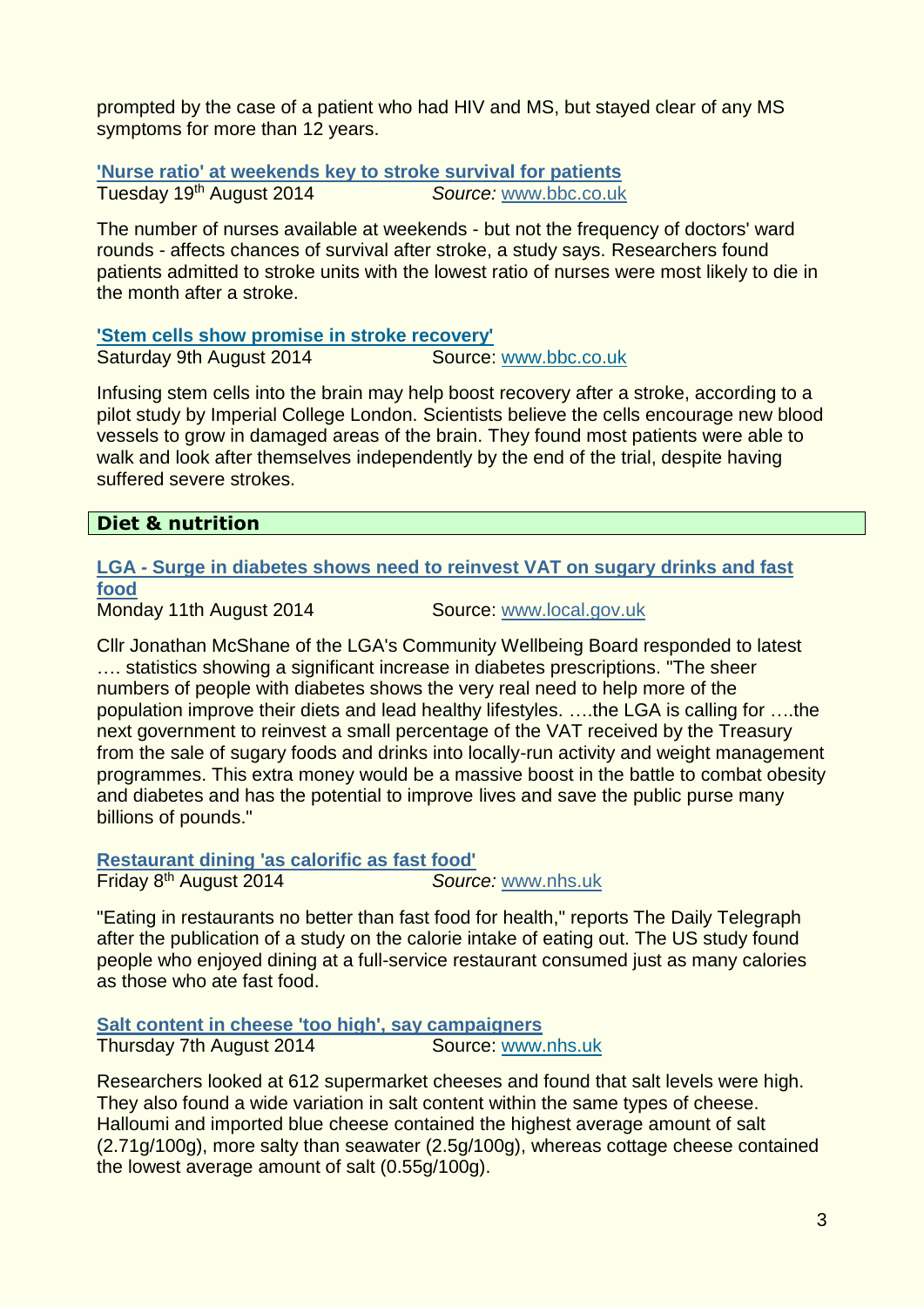prompted by the case of a patient who had HIV and MS, but stayed clear of any MS symptoms for more than 12 years.

**'Nurse ratio' at weekends key to stroke survival for patients**
Tuesday 19th August 2014 *Source:* www.bbc.co.uk

The number of nurses available at weekends - but not the frequency of doctors' ward rounds - affects chances of survival after stroke, a study says. Researchers found patients admitted to stroke units with the lowest ratio of nurses were most likely to die in the month after a stroke.

**'Stem cells show promise in stroke recovery'**
Saturday 9th August 2014 Source: www.bbc.co.uk

Infusing stem cells into the brain may help boost recovery after a stroke, according to a pilot study by Imperial College London. Scientists believe the cells encourage new blood vessels to grow in damaged areas of the brain. They found most patients were able to walk and look after themselves independently by the end of the trial, despite having suffered severe strokes.

## Diet & nutrition

**LGA - Surge in diabetes shows need to reinvest VAT on sugary drinks and fast food**
Monday 11th August 2014 Source: www.local.gov.uk

Cllr Jonathan McShane of the LGA's Community Wellbeing Board responded to latest …. statistics showing a significant increase in diabetes prescriptions. "The sheer numbers of people with diabetes shows the very real need to help more of the population improve their diets and lead healthy lifestyles. ….the LGA is calling for ….the next government to reinvest a small percentage of the VAT received by the Treasury from the sale of sugary foods and drinks into locally-run activity and weight management programmes. This extra money would be a massive boost in the battle to combat obesity and diabetes and has the potential to improve lives and save the public purse many billions of pounds."

**Restaurant dining 'as calorific as fast food'**
Friday 8th August 2014 *Source:* www.nhs.uk

"Eating in restaurants no better than fast food for health," reports The Daily Telegraph after the publication of a study on the calorie intake of eating out. The US study found people who enjoyed dining at a full-service restaurant consumed just as many calories as those who ate fast food.

**Salt content in cheese 'too high', say campaigners**
Thursday 7th August 2014 Source: www.nhs.uk

Researchers looked at 612 supermarket cheeses and found that salt levels were high. They also found a wide variation in salt content within the same types of cheese. Halloumi and imported blue cheese contained the highest average amount of salt (2.71g/100g), more salty than seawater (2.5g/100g), whereas cottage cheese contained the lowest average amount of salt (0.55g/100g).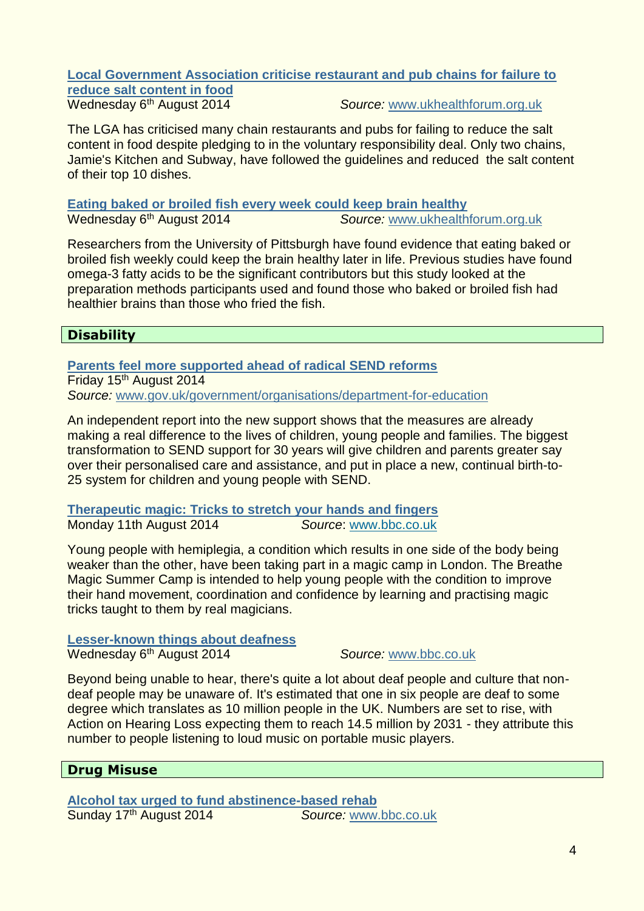**Local Government Association criticise restaurant and pub chains for failure to reduce salt content in food**
Wednesday 6th August 2014 *Source:* www.ukhealthforum.org.uk

The LGA has criticised many chain restaurants and pubs for failing to reduce the salt content in food despite pledging to in the voluntary responsibility deal. Only two chains, Jamie's Kitchen and Subway, have followed the guidelines and reduced the salt content of their top 10 dishes.

**Eating baked or broiled fish every week could keep brain healthy**
Wednesday 6th August 2014 *Source:* www.ukhealthforum.org.uk

Researchers from the University of Pittsburgh have found evidence that eating baked or broiled fish weekly could keep the brain healthy later in life. Previous studies have found omega-3 fatty acids to be the significant contributors but this study looked at the preparation methods participants used and found those who baked or broiled fish had healthier brains than those who fried the fish.

## Disability

**Parents feel more supported ahead of radical SEND reforms**
Friday 15th August 2014
*Source:* www.gov.uk/government/organisations/department-for-education

An independent report into the new support shows that the measures are already making a real difference to the lives of children, young people and families. The biggest transformation to SEND support for 30 years will give children and parents greater say over their personalised care and assistance, and put in place a new, continual birth-to-25 system for children and young people with SEND.

**Therapeutic magic: Tricks to stretch your hands and fingers**
Monday 11th August 2014 *Source*: www.bbc.co.uk

Young people with hemiplegia, a condition which results in one side of the body being weaker than the other, have been taking part in a magic camp in London. The Breathe Magic Summer Camp is intended to help young people with the condition to improve their hand movement, coordination and confidence by learning and practising magic tricks taught to them by real magicians.

**Lesser-known things about deafness**
Wednesday 6th August 2014 *Source:* www.bbc.co.uk

Beyond being unable to hear, there's quite a lot about deaf people and culture that non-deaf people may be unaware of. It's estimated that one in six people are deaf to some degree which translates as 10 million people in the UK. Numbers are set to rise, with Action on Hearing Loss expecting them to reach 14.5 million by 2031 - they attribute this number to people listening to loud music on portable music players.

## Drug Misuse

**Alcohol tax urged to fund abstinence-based rehab**
Sunday 17th August 2014 *Source:* www.bbc.co.uk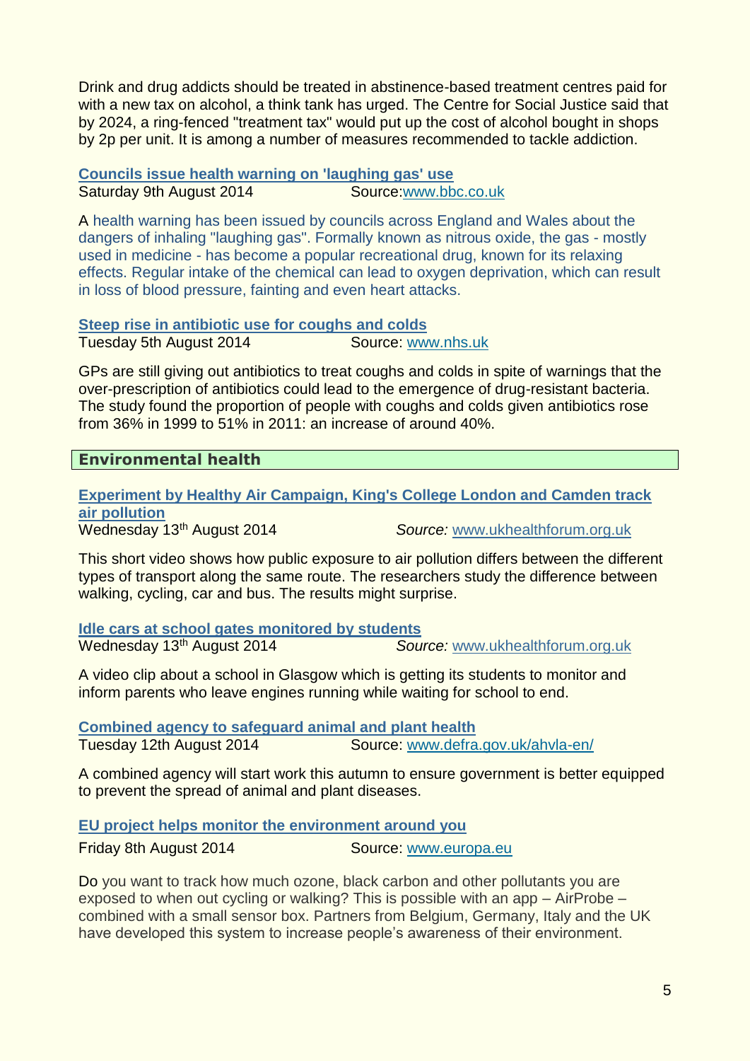Drink and drug addicts should be treated in abstinence-based treatment centres paid for with a new tax on alcohol, a think tank has urged. The Centre for Social Justice said that by 2024, a ring-fenced "treatment tax" would put up the cost of alcohol bought in shops by 2p per unit. It is among a number of measures recommended to tackle addiction.

**Councils issue health warning on 'laughing gas' use**

Saturday 9th August 2014 Source:www.bbc.co.uk

A health warning has been issued by councils across England and Wales about the dangers of inhaling "laughing gas". Formally known as nitrous oxide, the gas - mostly used in medicine - has become a popular recreational drug, known for its relaxing effects. Regular intake of the chemical can lead to oxygen deprivation, which can result in loss of blood pressure, fainting and even heart attacks.

**Steep rise in antibiotic use for coughs and colds**

Tuesday 5th August 2014 Source: www.nhs.uk

GPs are still giving out antibiotics to treat coughs and colds in spite of warnings that the over-prescription of antibiotics could lead to the emergence of drug-resistant bacteria. The study found the proportion of people with coughs and colds given antibiotics rose from 36% in 1999 to 51% in 2011: an increase of around 40%.

## Environmental health

**Experiment by Healthy Air Campaign, King's College London and Camden track air pollution**

Wednesday 13th August 2014 *Source:* www.ukhealthforum.org.uk

This short video shows how public exposure to air pollution differs between the different types of transport along the same route. The researchers study the difference between walking, cycling, car and bus. The results might surprise.

**Idle cars at school gates monitored by students**

Wednesday 13th August 2014 *Source:* www.ukhealthforum.org.uk

A video clip about a school in Glasgow which is getting its students to monitor and inform parents who leave engines running while waiting for school to end.

**Combined agency to safeguard animal and plant health**

Tuesday 12th August 2014 Source: www.defra.gov.uk/ahvla-en/

A combined agency will start work this autumn to ensure government is better equipped to prevent the spread of animal and plant diseases.

**EU project helps monitor the environment around you**

Friday 8th August 2014 Source: www.europa.eu

Do you want to track how much ozone, black carbon and other pollutants you are exposed to when out cycling or walking? This is possible with an app – AirProbe – combined with a small sensor box. Partners from Belgium, Germany, Italy and the UK have developed this system to increase people's awareness of their environment.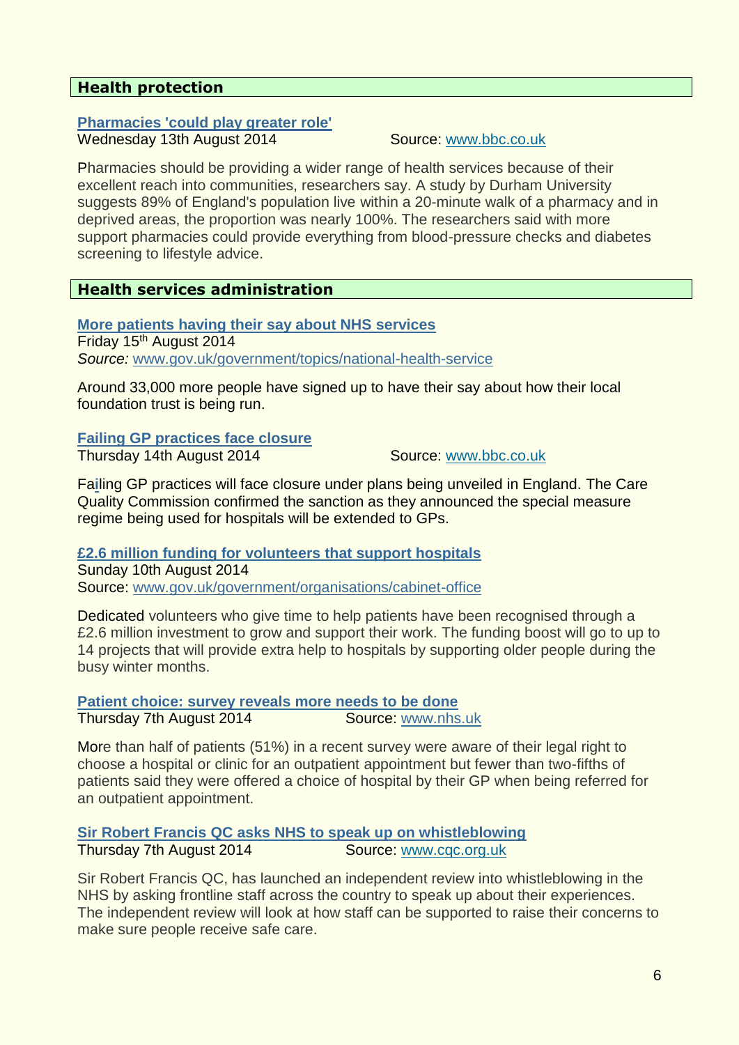## Health protection

**Pharmacies 'could play greater role'**

Wednesday 13th August 2014 Source: www.bbc.co.uk

Pharmacies should be providing a wider range of health services because of their excellent reach into communities, researchers say. A study by Durham University suggests 89% of England's population live within a 20-minute walk of a pharmacy and in deprived areas, the proportion was nearly 100%. The researchers said with more support pharmacies could provide everything from blood-pressure checks and diabetes screening to lifestyle advice.

## Health services administration

**More patients having their say about NHS services**

Friday 15th August 2014

*Source:* www.gov.uk/government/topics/national-health-service

Around 33,000 more people have signed up to have their say about how their local foundation trust is being run.

**Failing GP practices face closure**

Thursday 14th August 2014 Source: www.bbc.co.uk

Failing GP practices will face closure under plans being unveiled in England. The Care Quality Commission confirmed the sanction as they announced the special measure regime being used for hospitals will be extended to GPs.

**£2.6 million funding for volunteers that support hospitals**

Sunday 10th August 2014

Source: www.gov.uk/government/organisations/cabinet-office

Dedicated volunteers who give time to help patients have been recognised through a £2.6 million investment to grow and support their work. The funding boost will go to up to 14 projects that will provide extra help to hospitals by supporting older people during the busy winter months.

**Patient choice: survey reveals more needs to be done**

Thursday 7th August 2014 Source: www.nhs.uk

More than half of patients (51%) in a recent survey were aware of their legal right to choose a hospital or clinic for an outpatient appointment but fewer than two-fifths of patients said they were offered a choice of hospital by their GP when being referred for an outpatient appointment.

**Sir Robert Francis QC asks NHS to speak up on whistleblowing**

Thursday 7th August 2014 Source: www.cqc.org.uk

Sir Robert Francis QC, has launched an independent review into whistleblowing in the NHS by asking frontline staff across the country to speak up about their experiences. The independent review will look at how staff can be supported to raise their concerns to make sure people receive safe care.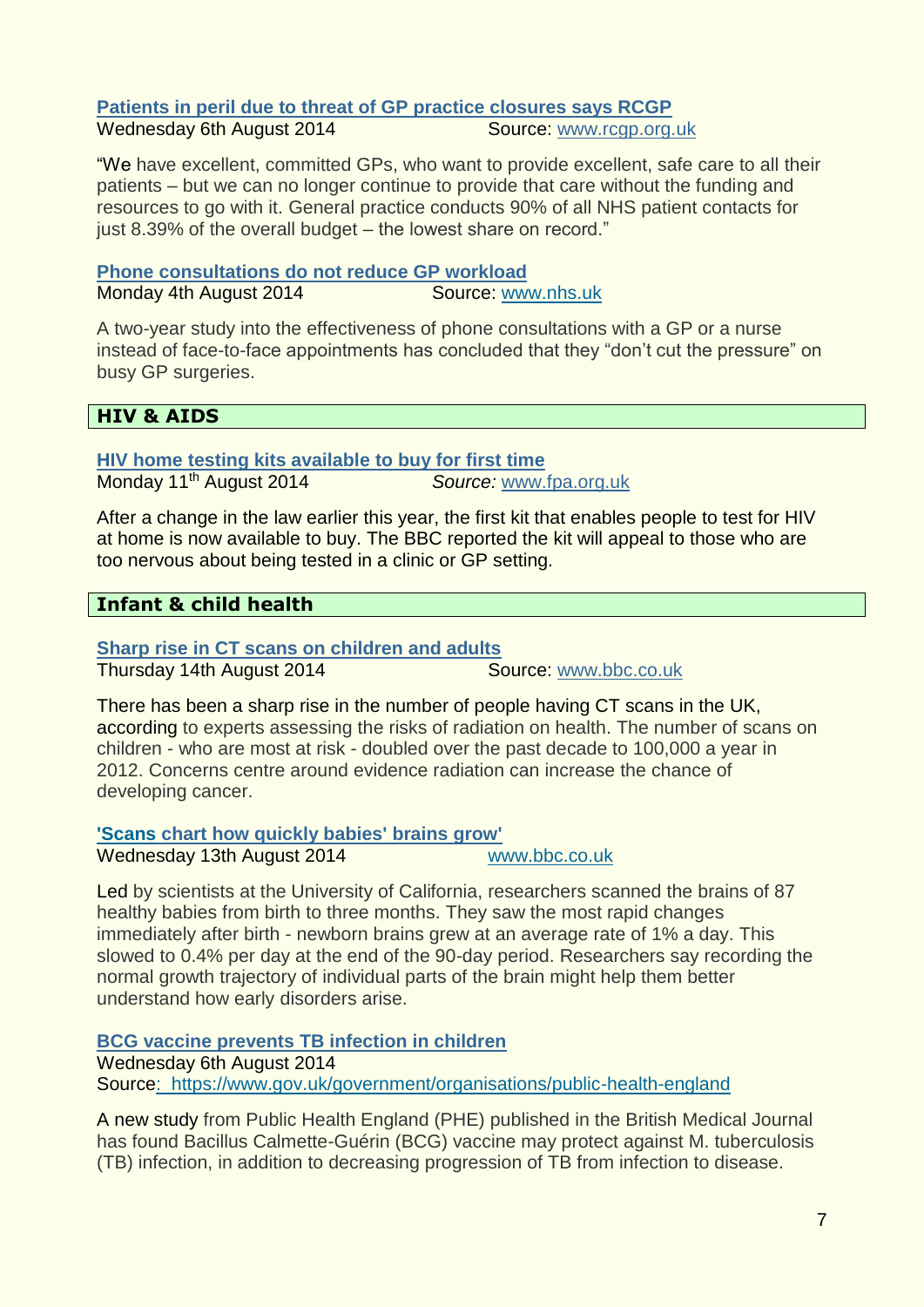**Patients in peril due to threat of GP practice closures says RCGP**
Wednesday 6th August 2014 Source: www.rcgp.org.uk

"We have excellent, committed GPs, who want to provide excellent, safe care to all their patients – but we can no longer continue to provide that care without the funding and resources to go with it. General practice conducts 90% of all NHS patient contacts for just 8.39% of the overall budget – the lowest share on record."

**Phone consultations do not reduce GP workload**
Monday 4th August 2014 Source: www.nhs.uk

A two-year study into the effectiveness of phone consultations with a GP or a nurse instead of face-to-face appointments has concluded that they "don't cut the pressure" on busy GP surgeries.

## HIV & AIDS

**HIV home testing kits available to buy for first time**
Monday 11th August 2014 *Source:* www.fpa.org.uk

After a change in the law earlier this year, the first kit that enables people to test for HIV at home is now available to buy. The BBC reported the kit will appeal to those who are too nervous about being tested in a clinic or GP setting.

## Infant & child health

**Sharp rise in CT scans on children and adults**
Thursday 14th August 2014 Source: www.bbc.co.uk

There has been a sharp rise in the number of people having CT scans in the UK, according to experts assessing the risks of radiation on health. The number of scans on children - who are most at risk - doubled over the past decade to 100,000 a year in 2012. Concerns centre around evidence radiation can increase the chance of developing cancer.

**'Scans chart how quickly babies' brains grow'**
Wednesday 13th August 2014 www.bbc.co.uk

Led by scientists at the University of California, researchers scanned the brains of 87 healthy babies from birth to three months. They saw the most rapid changes immediately after birth - newborn brains grew at an average rate of 1% a day. This slowed to 0.4% per day at the end of the 90-day period. Researchers say recording the normal growth trajectory of individual parts of the brain might help them better understand how early disorders arise.

**BCG vaccine prevents TB infection in children**
Wednesday 6th August 2014
Source: https://www.gov.uk/government/organisations/public-health-england

A new study from Public Health England (PHE) published in the British Medical Journal has found Bacillus Calmette-Guérin (BCG) vaccine may protect against M. tuberculosis (TB) infection, in addition to decreasing progression of TB from infection to disease.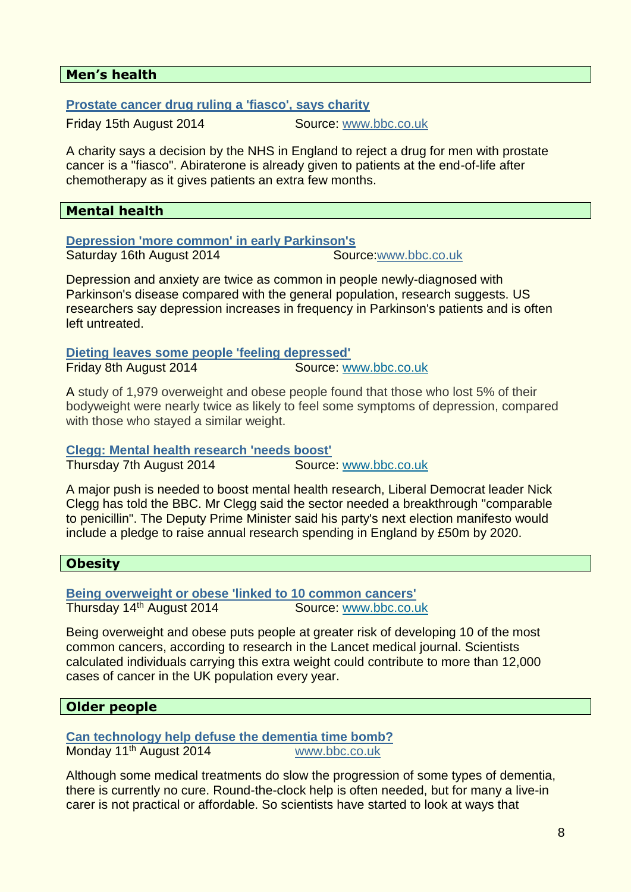## Men's health

**Prostate cancer drug ruling a 'fiasco', says charity**

Friday 15th August 2014 Source: www.bbc.co.uk

A charity says a decision by the NHS in England to reject a drug for men with prostate cancer is a "fiasco". Abiraterone is already given to patients at the end-of-life after chemotherapy as it gives patients an extra few months.

## Mental health

**Depression 'more common' in early Parkinson's**

Saturday 16th August 2014 Source:www.bbc.co.uk

Depression and anxiety are twice as common in people newly-diagnosed with Parkinson's disease compared with the general population, research suggests. US researchers say depression increases in frequency in Parkinson's patients and is often left untreated.

**Dieting leaves some people 'feeling depressed'**

Friday 8th August 2014 Source: www.bbc.co.uk

A study of 1,979 overweight and obese people found that those who lost 5% of their bodyweight were nearly twice as likely to feel some symptoms of depression, compared with those who stayed a similar weight.

**Clegg: Mental health research 'needs boost'**

Thursday 7th August 2014 Source: www.bbc.co.uk

A major push is needed to boost mental health research, Liberal Democrat leader Nick Clegg has told the BBC. Mr Clegg said the sector needed a breakthrough "comparable to penicillin". The Deputy Prime Minister said his party's next election manifesto would include a pledge to raise annual research spending in England by £50m by 2020.

## Obesity

**Being overweight or obese 'linked to 10 common cancers'**

Thursday 14th August 2014 Source: www.bbc.co.uk

Being overweight and obese puts people at greater risk of developing 10 of the most common cancers, according to research in the Lancet medical journal. Scientists calculated individuals carrying this extra weight could contribute to more than 12,000 cases of cancer in the UK population every year.

## Older people

**Can technology help defuse the dementia time bomb?**

Monday 11th August 2014 www.bbc.co.uk

Although some medical treatments do slow the progression of some types of dementia, there is currently no cure. Round-the-clock help is often needed, but for many a live-in carer is not practical or affordable. So scientists have started to look at ways that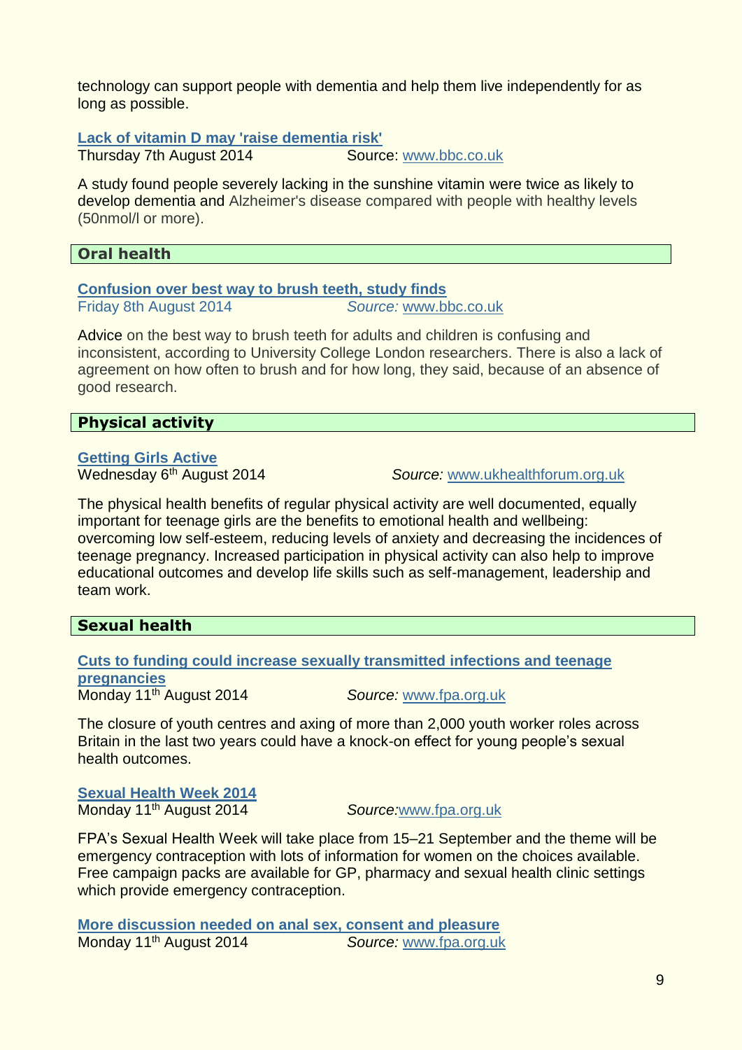technology can support people with dementia and help them live independently for as long as possible.

**Lack of vitamin D may 'raise dementia risk'**
Thursday 7th August 2014 Source: www.bbc.co.uk

A study found people severely lacking in the sunshine vitamin were twice as likely to develop dementia and Alzheimer's disease compared with people with healthy levels (50nmol/l or more).

## Oral health

**Confusion over best way to brush teeth, study finds**
Friday 8th August 2014 *Source:* www.bbc.co.uk

Advice on the best way to brush teeth for adults and children is confusing and inconsistent, according to University College London researchers. There is also a lack of agreement on how often to brush and for how long, they said, because of an absence of good research.

## Physical activity

**Getting Girls Active**
Wednesday 6th August 2014 *Source:* www.ukhealthforum.org.uk

The physical health benefits of regular physical activity are well documented, equally important for teenage girls are the benefits to emotional health and wellbeing: overcoming low self-esteem, reducing levels of anxiety and decreasing the incidences of teenage pregnancy. Increased participation in physical activity can also help to improve educational outcomes and develop life skills such as self-management, leadership and team work.

## Sexual health

**Cuts to funding could increase sexually transmitted infections and teenage pregnancies**
Monday 11th August 2014 *Source:* www.fpa.org.uk

The closure of youth centres and axing of more than 2,000 youth worker roles across Britain in the last two years could have a knock-on effect for young people's sexual health outcomes.

**Sexual Health Week 2014**
Monday 11th August 2014 *Source:*www.fpa.org.uk

FPA's Sexual Health Week will take place from 15–21 September and the theme will be emergency contraception with lots of information for women on the choices available. Free campaign packs are available for GP, pharmacy and sexual health clinic settings which provide emergency contraception.

**More discussion needed on anal sex, consent and pleasure**
Monday 11th August 2014 *Source:* www.fpa.org.uk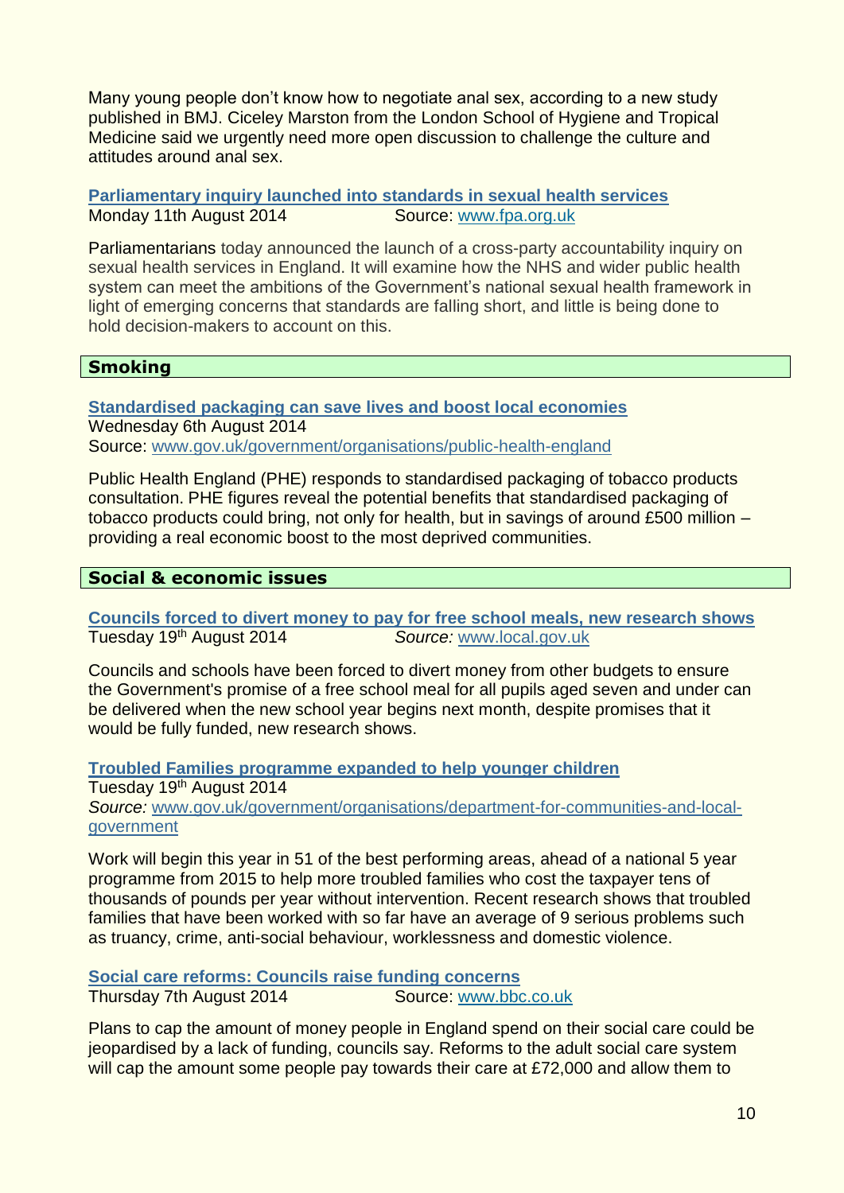Many young people don't know how to negotiate anal sex, according to a new study published in BMJ. Ciceley Marston from the London School of Hygiene and Tropical Medicine said we urgently need more open discussion to challenge the culture and attitudes around anal sex.

**[Parliamentary inquiry launched into standards in sexual health services](www.fpa.org.uk)**
Monday 11th August 2014 Source: www.fpa.org.uk

Parliamentarians today announced the launch of a cross-party accountability inquiry on sexual health services in England. It will examine how the NHS and wider public health system can meet the ambitions of the Government's national sexual health framework in light of emerging concerns that standards are falling short, and little is being done to hold decision-makers to account on this.

## Smoking

**Standardised packaging can save lives and boost local economies**
Wednesday 6th August 2014
Source: www.gov.uk/government/organisations/public-health-england

Public Health England (PHE) responds to standardised packaging of tobacco products consultation. PHE figures reveal the potential benefits that standardised packaging of tobacco products could bring, not only for health, but in savings of around £500 million – providing a real economic boost to the most deprived communities.

## Social & economic issues

**Councils forced to divert money to pay for free school meals, new research shows**
Tuesday 19th August 2014 *Source:* www.local.gov.uk

Councils and schools have been forced to divert money from other budgets to ensure the Government's promise of a free school meal for all pupils aged seven and under can be delivered when the new school year begins next month, despite promises that it would be fully funded, new research shows.

**Troubled Families programme expanded to help younger children**
Tuesday 19th August 2014
*Source:* www.gov.uk/government/organisations/department-for-communities-and-local-government

Work will begin this year in 51 of the best performing areas, ahead of a national 5 year programme from 2015 to help more troubled families who cost the taxpayer tens of thousands of pounds per year without intervention. Recent research shows that troubled families that have been worked with so far have an average of 9 serious problems such as truancy, crime, anti-social behaviour, worklessness and domestic violence.

**Social care reforms: Councils raise funding concerns**
Thursday 7th August 2014 Source: www.bbc.co.uk

Plans to cap the amount of money people in England spend on their social care could be jeopardised by a lack of funding, councils say. Reforms to the adult social care system will cap the amount some people pay towards their care at £72,000 and allow them to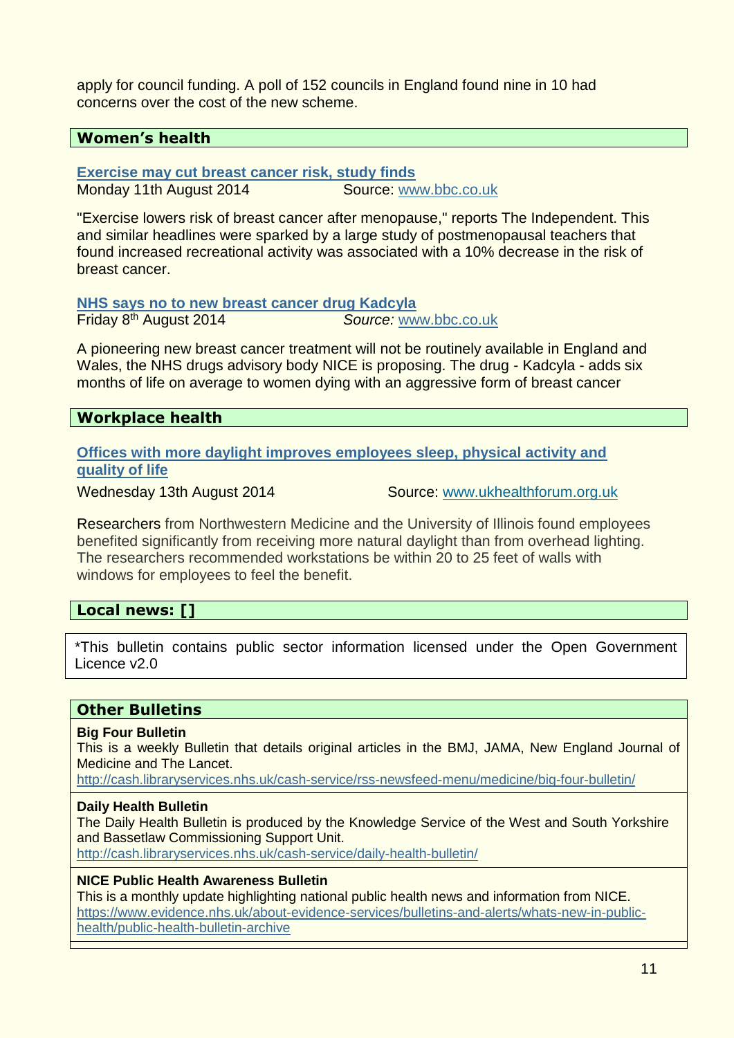apply for council funding. A poll of 152 councils in England found nine in 10 had concerns over the cost of the new scheme.

## Women's health

**Exercise may cut breast cancer risk, study finds**
Monday 11th August 2014 Source: www.bbc.co.uk

"Exercise lowers risk of breast cancer after menopause," reports The Independent. This and similar headlines were sparked by a large study of postmenopausal teachers that found increased recreational activity was associated with a 10% decrease in the risk of breast cancer.

**NHS says no to new breast cancer drug Kadcyla**
Friday 8th August 2014 *Source:* www.bbc.co.uk

A pioneering new breast cancer treatment will not be routinely available in England and Wales, the NHS drugs advisory body NICE is proposing. The drug - Kadcyla - adds six months of life on average to women dying with an aggressive form of breast cancer

## Workplace health

**Offices with more daylight improves employees sleep, physical activity and quality of life**
Wednesday 13th August 2014 Source: www.ukhealthforum.org.uk

Researchers from Northwestern Medicine and the University of Illinois found employees benefited significantly from receiving more natural daylight than from overhead lighting. The researchers recommended workstations be within 20 to 25 feet of walls with windows for employees to feel the benefit.

## Local news: []

*This bulletin contains public sector information licensed under the Open Government Licence v2.0

## Other Bulletins

**Big Four Bulletin**
This is a weekly Bulletin that details original articles in the BMJ, JAMA, New England Journal of Medicine and The Lancet.
http://cash.libraryservices.nhs.uk/cash-service/rss-newsfeed-menu/medicine/big-four-bulletin/

**Daily Health Bulletin**
The Daily Health Bulletin is produced by the Knowledge Service of the West and South Yorkshire and Bassetlaw Commissioning Support Unit.
http://cash.libraryservices.nhs.uk/cash-service/daily-health-bulletin/

**NICE Public Health Awareness Bulletin**
This is a monthly update highlighting national public health news and information from NICE.
https://www.evidence.nhs.uk/about-evidence-services/bulletins-and-alerts/whats-new-in-public-health/public-health-bulletin-archive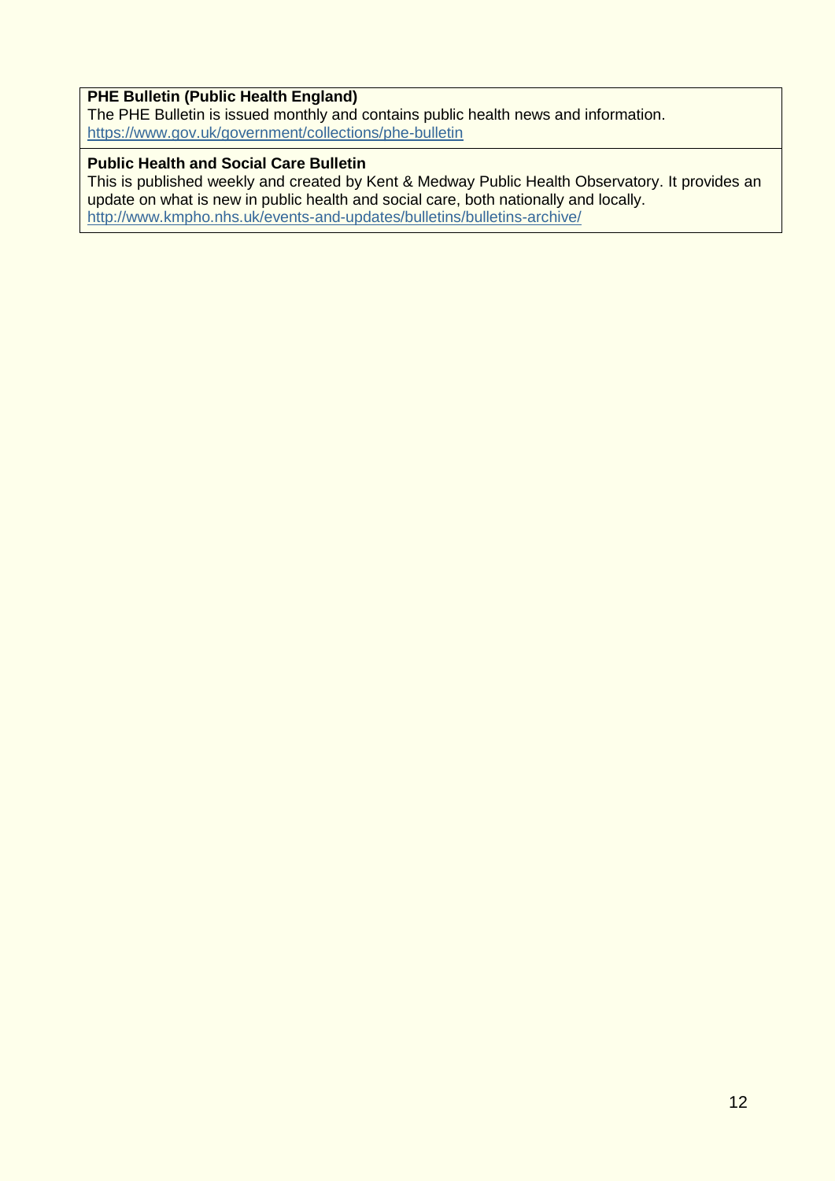**PHE Bulletin (Public Health England)**
The PHE Bulletin is issued monthly and contains public health news and information.
https://www.gov.uk/government/collections/phe-bulletin

**Public Health and Social Care Bulletin**
This is published weekly and created by Kent & Medway Public Health Observatory. It provides an update on what is new in public health and social care, both nationally and locally.
http://www.kmpho.nhs.uk/events-and-updates/bulletins/bulletins-archive/